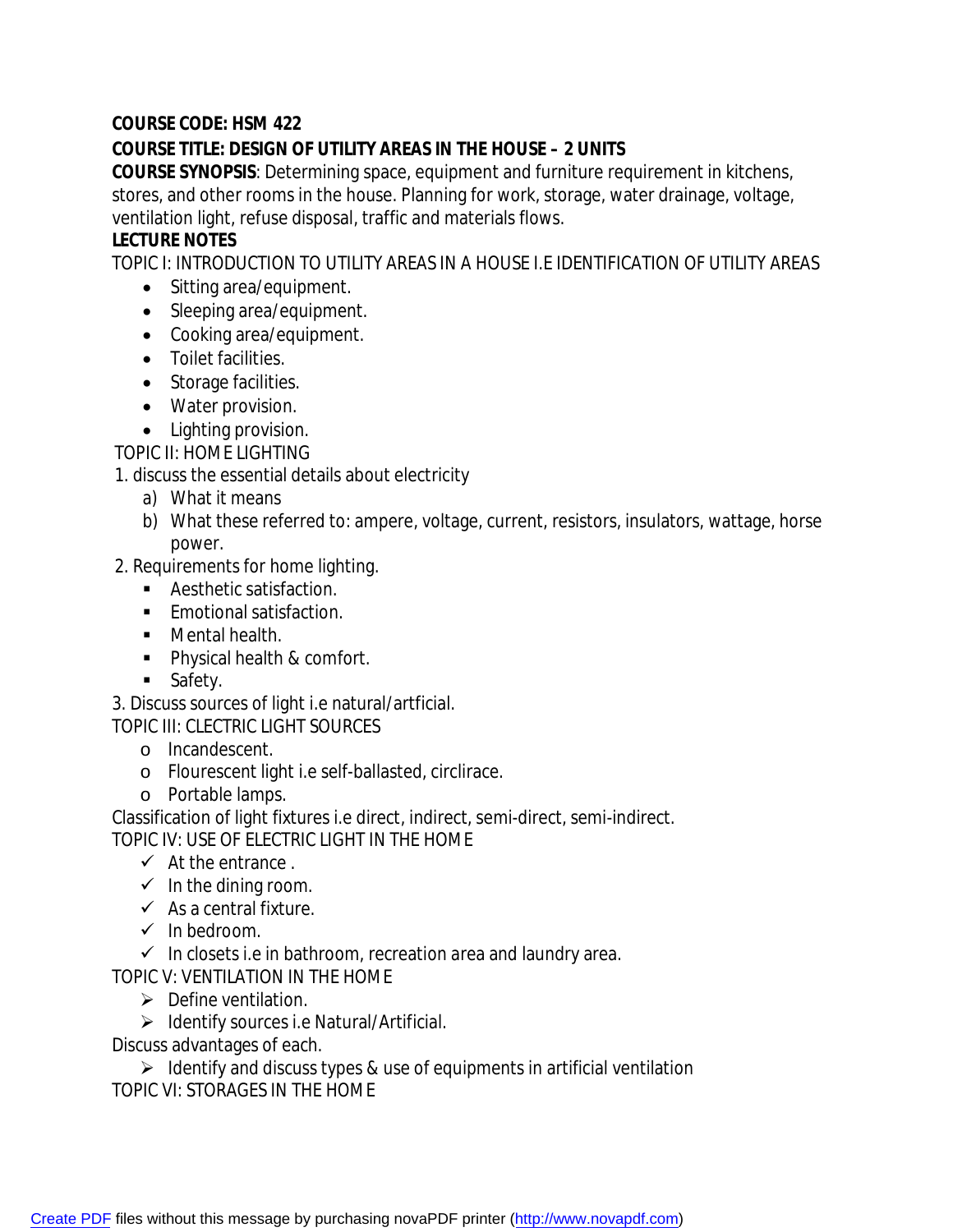**COURSE CODE: HSM 422**

**COURSE TITLE: DESIGN OF UTILITY AREAS IN THE HOUSE – 2 UNITS**

**COURSE SYNOPSIS**: Determining space, equipment and furniture requirement in kitchens, stores, and other rooms in the house. Planning for work, storage, water drainage, voltage, ventilation light, refuse disposal, traffic and materials flows.

**LECTURE NOTES**

TOPIC I: INTRODUCTION TO UTILITY AREAS IN A HOUSE I.E IDENTIFICATION OF UTILITY AREAS

- Sitting area/equipment.
- Sleeping area/equipment.
- Cooking area/equipment.
- Toilet facilities.
- Storage facilities.
- Water provision.
- Lighting provision.

TOPIC II: HOME LIGHTING

1. discuss the essential details about electricity
   a) What it means
   b) What these referred to: ampere, voltage, current, resistors, insulators, wattage, horse power.
2. Requirements for home lighting.
   - Aesthetic satisfaction.
   - Emotional satisfaction.
   - Mental health.
   - Physical health & comfort.
   - Safety.
3. Discuss sources of light i.e natural/artficial.

TOPIC III: CLECTRIC LIGHT SOURCES

- Incandescent.
- Flourescent light i.e self-ballasted, circlirace.
- Portable lamps.

Classification of light fixtures i.e direct, indirect, semi-direct, semi-indirect.

TOPIC IV: USE OF ELECTRIC LIGHT IN THE HOME

- ✓ At the entrance .
- ✓ In the dining room.
- ✓ As a central fixture.
- ✓ In bedroom.
- ✓ In closets i.e in bathroom, recreation area and laundry area.

TOPIC V: VENTILATION IN THE HOME

- Define ventilation.
- Identify sources i.e Natural/Artificial.

Discuss advantages of each.

- Identify and discuss types & use of equipments in artificial ventilation

TOPIC VI: STORAGES IN THE HOME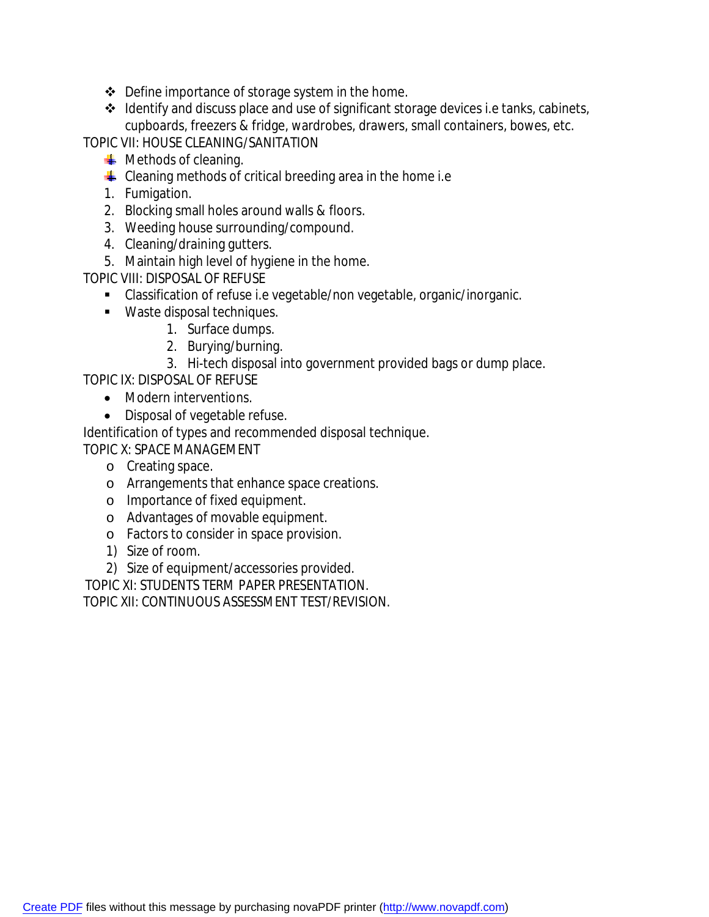- Define importance of storage system in the home.
- Identify and discuss place and use of significant storage devices i.e tanks, cabinets, cupboards, freezers & fridge, wardrobes, drawers, small containers, bowes, etc.

TOPIC VII: HOUSE CLEANING/SANITATION

- Methods of cleaning.
- Cleaning methods of critical breeding area in the home i.e

1. Fumigation.
2. Blocking small holes around walls & floors.
3. Weeding house surrounding/compound.
4. Cleaning/draining gutters.
5. Maintain high level of hygiene in the home.

TOPIC VIII: DISPOSAL OF REFUSE

- Classification of refuse i.e vegetable/non vegetable, organic/inorganic.
- Waste disposal techniques.
    1. Surface dumps.
    2. Burying/burning.
    3. Hi-tech disposal into government provided bags or dump place.

TOPIC IX: DISPOSAL OF REFUSE

- Modern interventions.
- Disposal of vegetable refuse.

Identification of types and recommended disposal technique.

TOPIC X: SPACE MANAGEMENT

- Creating space.
- Arrangements that enhance space creations.
- Importance of fixed equipment.
- Advantages of movable equipment.
- Factors to consider in space provision.

1) Size of room.
2) Size of equipment/accessories provided.

TOPIC XI: STUDENTS TERM PAPER PRESENTATION.

TOPIC XII: CONTINUOUS ASSESSMENT TEST/REVISION.